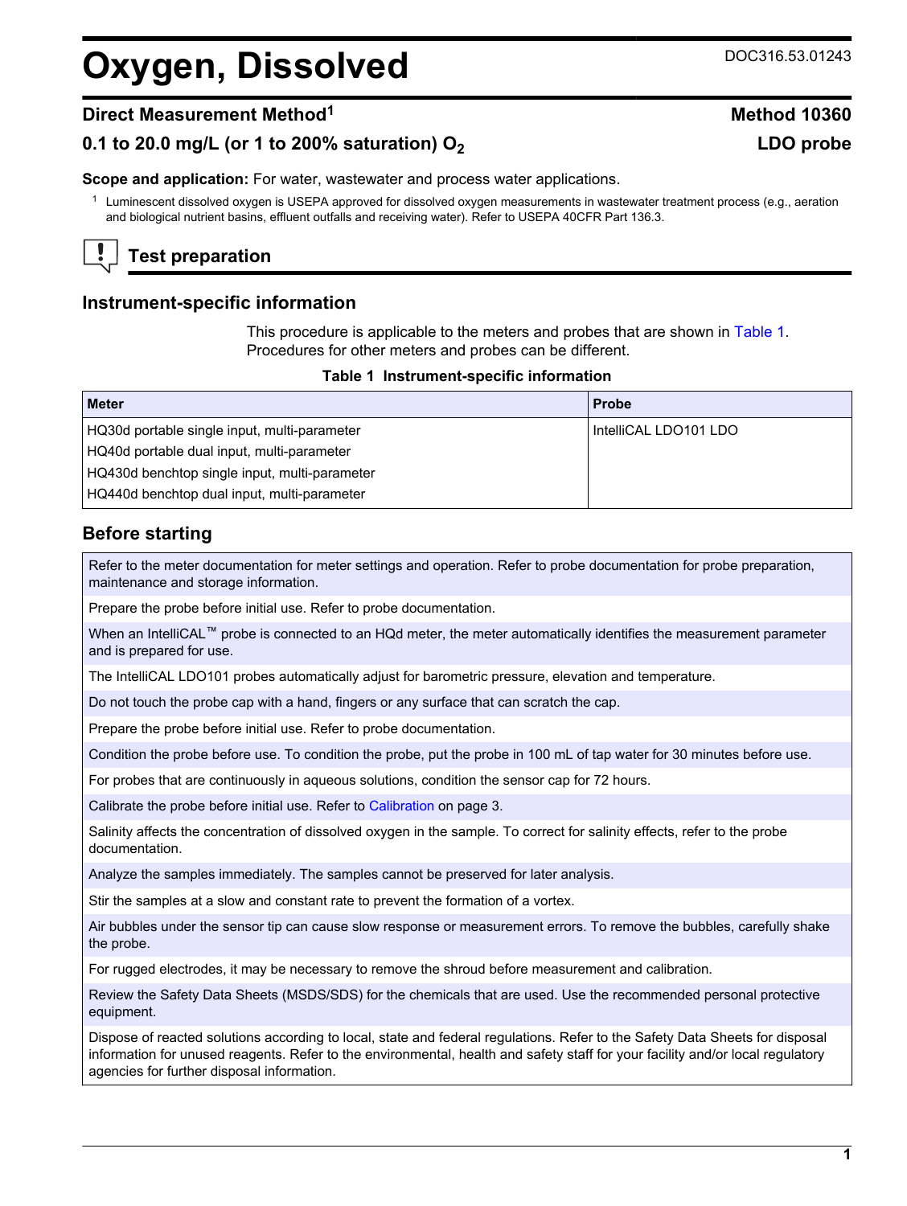# Oxygen, Dissolved

DOC316.53.01243

## Direct Measurement Method[1]

**Method 10360**

**0.1 to 20.0 mg/L (or 1 to 200% saturation) $O_2$**

**LDO probe**

**Scope and application:** For water, wastewater and process water applications.

[1] Luminescent dissolved oxygen is USEPA approved for dissolved oxygen measurements in wastewater treatment process (e.g., aeration and biological nutrient basins, effluent outfalls and receiving water). Refer to USEPA 40CFR Part 136.3.

## Test preparation

### Instrument-specific information

This procedure is applicable to the meters and probes that are shown in Table 1. Procedures for other meters and probes can be different.

**Table 1 Instrument-specific information**

| Meter | Probe |
|---|---|
| HQ30d portable single input, multi-parameter<br>HQ40d portable dual input, multi-parameter<br>HQ430d benchtop single input, multi-parameter<br>HQ440d benchtop dual input, multi-parameter | IntelliCAL LDO101 LDO |

### Before starting

Refer to the meter documentation for meter settings and operation. Refer to probe documentation for probe preparation, maintenance and storage information.

Prepare the probe before initial use. Refer to probe documentation.

When an IntelliCAL™ probe is connected to an HQd meter, the meter automatically identifies the measurement parameter and is prepared for use.

The IntelliCAL LDO101 probes automatically adjust for barometric pressure, elevation and temperature.

Do not touch the probe cap with a hand, fingers or any surface that can scratch the cap.

Prepare the probe before initial use. Refer to probe documentation.

Condition the probe before use. To condition the probe, put the probe in 100 mL of tap water for 30 minutes before use.

For probes that are continuously in aqueous solutions, condition the sensor cap for 72 hours.

Calibrate the probe before initial use. Refer to Calibration on page 3.

Salinity affects the concentration of dissolved oxygen in the sample. To correct for salinity effects, refer to the probe documentation.

Analyze the samples immediately. The samples cannot be preserved for later analysis.

Stir the samples at a slow and constant rate to prevent the formation of a vortex.

Air bubbles under the sensor tip can cause slow response or measurement errors. To remove the bubbles, carefully shake the probe.

For rugged electrodes, it may be necessary to remove the shroud before measurement and calibration.

Review the Safety Data Sheets (MSDS/SDS) for the chemicals that are used. Use the recommended personal protective equipment.

Dispose of reacted solutions according to local, state and federal regulations. Refer to the Safety Data Sheets for disposal information for unused reagents. Refer to the environmental, health and safety staff for your facility and/or local regulatory agencies for further disposal information.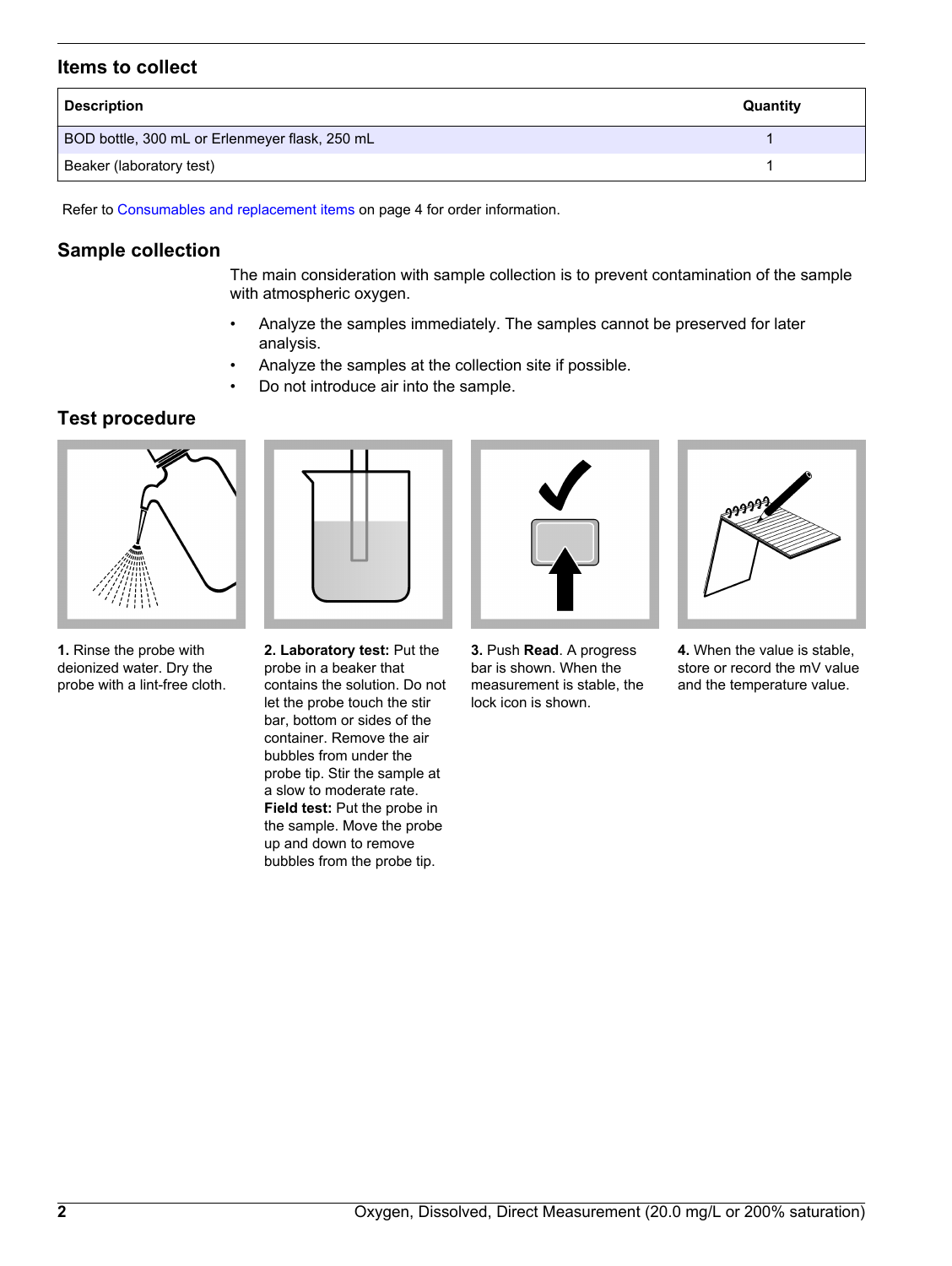## Items to collect

| Description | Quantity |
|---|---|
| BOD bottle, 300 mL or Erlenmeyer flask, 250 mL | 1 |
| Beaker (laboratory test) | 1 |

Refer to Consumables and replacement items on page 4 for order information.

## Sample collection

The main consideration with sample collection is to prevent contamination of the sample with atmospheric oxygen.

- Analyze the samples immediately. The samples cannot be preserved for later analysis.
- Analyze the samples at the collection site if possible.
- Do not introduce air into the sample.

## Test procedure

**1.** Rinse the probe with deionized water. Dry the probe with a lint-free cloth.

**2. Laboratory test:** Put the probe in a beaker that contains the solution. Do not let the probe touch the stir bar, bottom or sides of the container. Remove the air bubbles from under the probe tip. Stir the sample at a slow to moderate rate.
**Field test:** Put the probe in the sample. Move the probe up and down to remove bubbles from the probe tip.

**3.** Push **Read**. A progress bar is shown. When the measurement is stable, the lock icon is shown.

**4.** When the value is stable, store or record the mV value and the temperature value.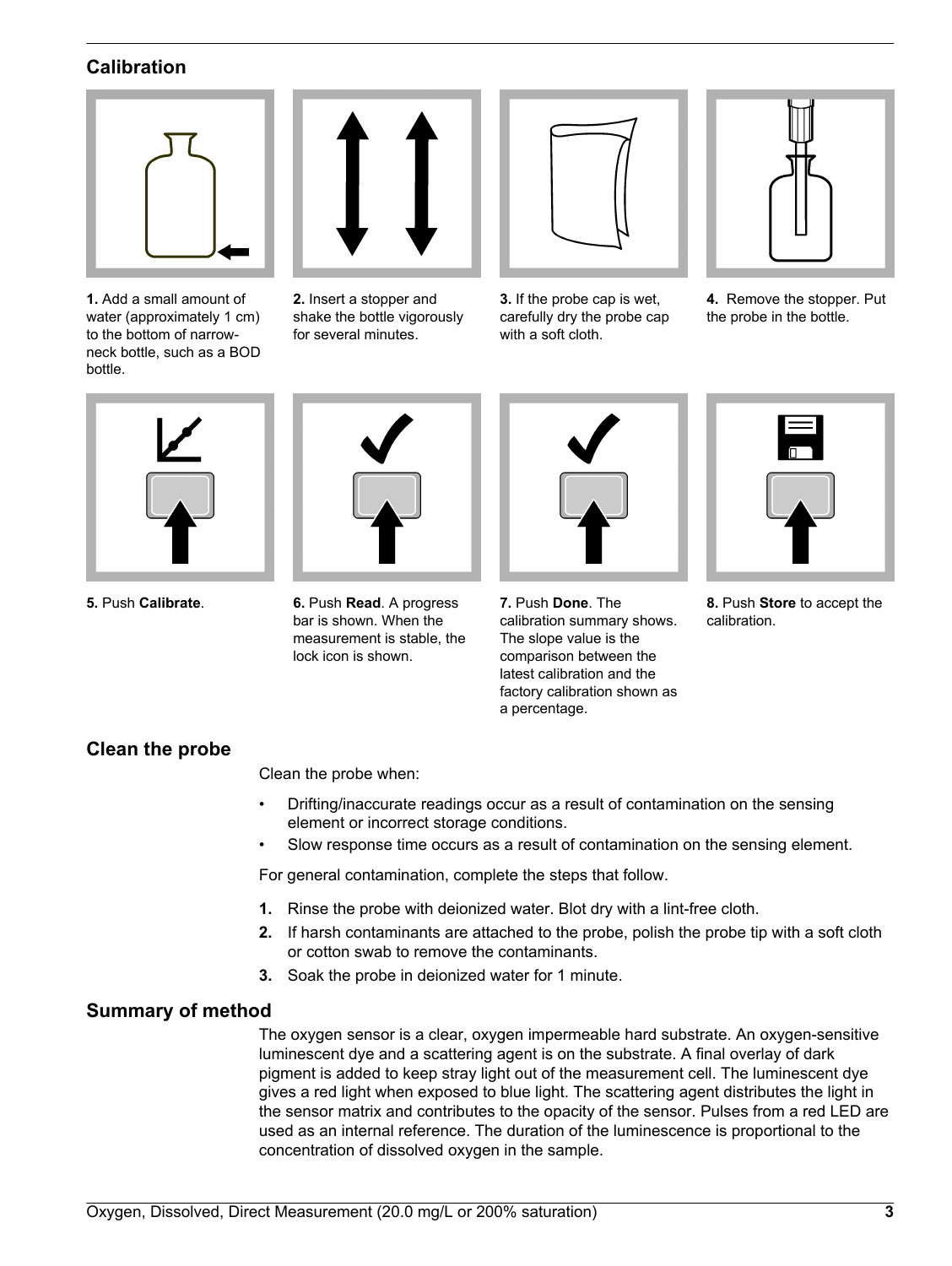## Calibration

**1.** Add a small amount of water (approximately 1 cm) to the bottom of narrow-neck bottle, such as a BOD bottle.

**2.** Insert a stopper and shake the bottle vigorously for several minutes.

**3.** If the probe cap is wet, carefully dry the probe cap with a soft cloth.

**4.** Remove the stopper. Put the probe in the bottle.

**5.** Push **Calibrate**.

**6.** Push **Read**. A progress bar is shown. When the measurement is stable, the lock icon is shown.

**7.** Push **Done**. The calibration summary shows. The slope value is the comparison between the latest calibration and the factory calibration shown as a percentage.

**8.** Push **Store** to accept the calibration.

## Clean the probe

Clean the probe when:

- Drifting/inaccurate readings occur as a result of contamination on the sensing element or incorrect storage conditions.
- Slow response time occurs as a result of contamination on the sensing element.

For general contamination, complete the steps that follow.

1. Rinse the probe with deionized water. Blot dry with a lint-free cloth.
2. If harsh contaminants are attached to the probe, polish the probe tip with a soft cloth or cotton swab to remove the contaminants.
3. Soak the probe in deionized water for 1 minute.

## Summary of method

The oxygen sensor is a clear, oxygen impermeable hard substrate. An oxygen-sensitive luminescent dye and a scattering agent is on the substrate. A final overlay of dark pigment is added to keep stray light out of the measurement cell. The luminescent dye gives a red light when exposed to blue light. The scattering agent distributes the light in the sensor matrix and contributes to the opacity of the sensor. Pulses from a red LED are used as an internal reference. The duration of the luminescence is proportional to the concentration of dissolved oxygen in the sample.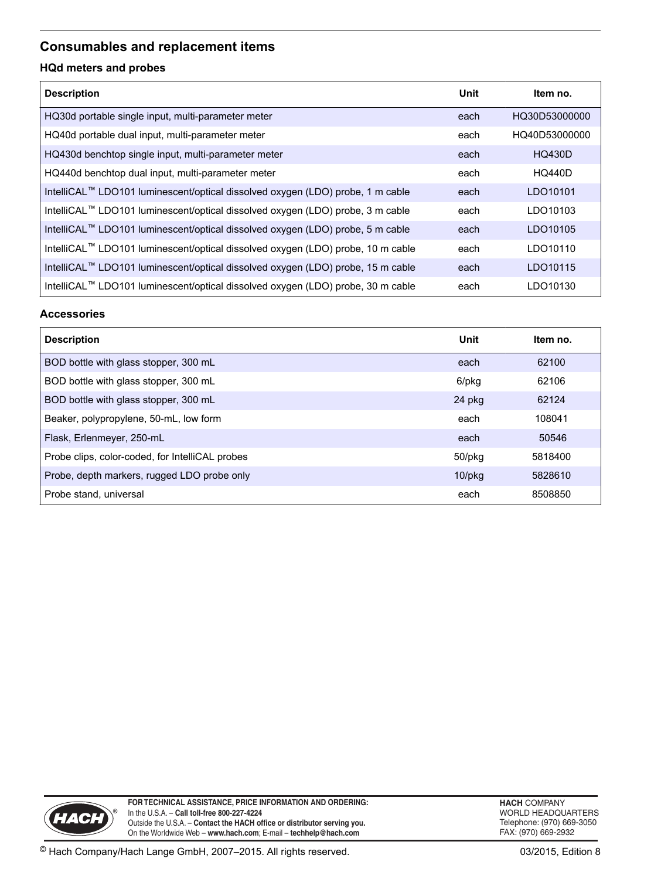## Consumables and replacement items

### HQd meters and probes

| Description | Unit | Item no. |
|---|---|---|
| HQ30d portable single input, multi-parameter meter | each | HQ30D53000000 |
| HQ40d portable dual input, multi-parameter meter | each | HQ40D53000000 |
| HQ430d benchtop single input, multi-parameter meter | each | HQ430D |
| HQ440d benchtop dual input, multi-parameter meter | each | HQ440D |
| IntelliCAL™ LDO101 luminescent/optical dissolved oxygen (LDO) probe, 1 m cable | each | LDO10101 |
| IntelliCAL™ LDO101 luminescent/optical dissolved oxygen (LDO) probe, 3 m cable | each | LDO10103 |
| IntelliCAL™ LDO101 luminescent/optical dissolved oxygen (LDO) probe, 5 m cable | each | LDO10105 |
| IntelliCAL™ LDO101 luminescent/optical dissolved oxygen (LDO) probe, 10 m cable | each | LDO10110 |
| IntelliCAL™ LDO101 luminescent/optical dissolved oxygen (LDO) probe, 15 m cable | each | LDO10115 |
| IntelliCAL™ LDO101 luminescent/optical dissolved oxygen (LDO) probe, 30 m cable | each | LDO10130 |

### Accessories

| Description | Unit | Item no. |
|---|---|---|
| BOD bottle with glass stopper, 300 mL | each | 62100 |
| BOD bottle with glass stopper, 300 mL | 6/pkg | 62106 |
| BOD bottle with glass stopper, 300 mL | 24 pkg | 62124 |
| Beaker, polypropylene, 50-mL, low form | each | 108041 |
| Flask, Erlenmeyer, 250-mL | each | 50546 |
| Probe clips, color-coded, for IntelliCAL probes | 50/pkg | 5818400 |
| Probe, depth markers, rugged LDO probe only | 10/pkg | 5828610 |
| Probe stand, universal | each | 8508850 |

**FOR TECHNICAL ASSISTANCE, PRICE INFORMATION AND ORDERING:**
In the U.S.A. – **Call toll-free 800-227-4224**
Outside the U.S.A. – **Contact the HACH office or distributor serving you.**
On the Worldwide Web – **www.hach.com**; E-mail – **techhelp@hach.com**

**HACH** COMPANY
WORLD HEADQUARTERS
Telephone: (970) 669-3050
FAX: (970) 669-2932

© Hach Company/Hach Lange GmbH, 2007–2015. All rights reserved.

03/2015, Edition 8